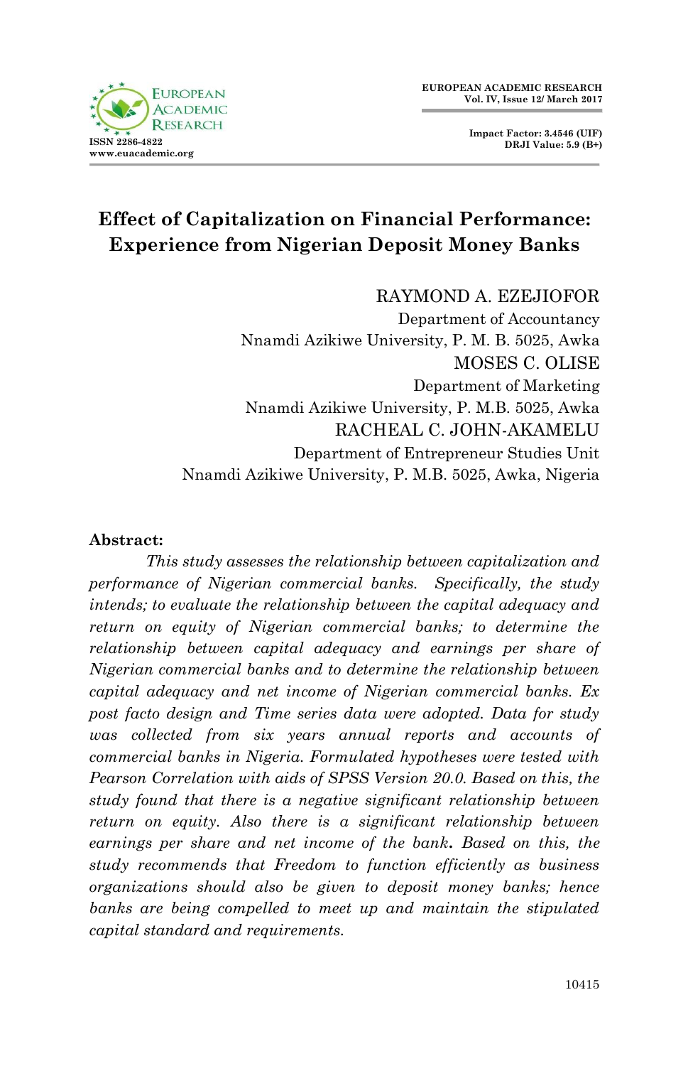# Effect of Capitalization on Financial Performance: Experience from Nigerian Deposit Money Banks

RAYMOND A. EZEJIOFOR
Department of Accountancy
Nnamdi Azikiwe University, P. M. B. 5025, Awka

MOSES C. OLISE
Department of Marketing
Nnamdi Azikiwe University, P. M.B. 5025, Awka

RACHEAL C. JOHN-AKAMELU
Department of Entrepreneur Studies Unit
Nnamdi Azikiwe University, P. M.B. 5025, Awka, Nigeria

**Abstract:**

*This study assesses the relationship between capitalization and performance of Nigerian commercial banks. Specifically, the study intends; to evaluate the relationship between the capital adequacy and return on equity of Nigerian commercial banks; to determine the relationship between capital adequacy and earnings per share of Nigerian commercial banks and to determine the relationship between capital adequacy and net income of Nigerian commercial banks. Ex post facto design and Time series data were adopted. Data for study was collected from six years annual reports and accounts of commercial banks in Nigeria. Formulated hypotheses were tested with Pearson Correlation with aids of SPSS Version 20.0. Based on this, the study found that there is a negative significant relationship between return on equity. Also there is a significant relationship between earnings per share and net income of the bank. Based on this, the study recommends that Freedom to function efficiently as business organizations should also be given to deposit money banks; hence banks are being compelled to meet up and maintain the stipulated capital standard and requirements.*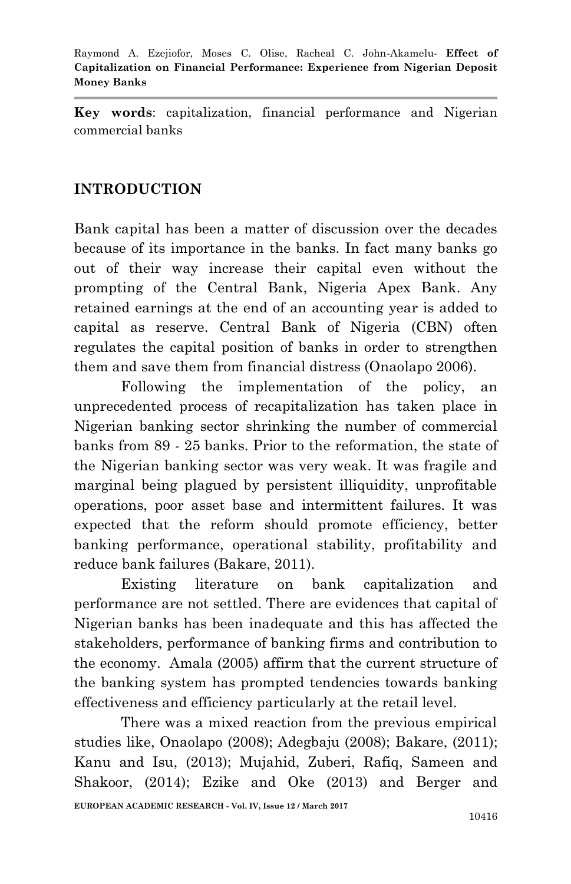**Key words**: capitalization, financial performance and Nigerian commercial banks

## INTRODUCTION

Bank capital has been a matter of discussion over the decades because of its importance in the banks. In fact many banks go out of their way increase their capital even without the prompting of the Central Bank, Nigeria Apex Bank. Any retained earnings at the end of an accounting year is added to capital as reserve. Central Bank of Nigeria (CBN) often regulates the capital position of banks in order to strengthen them and save them from financial distress (Onaolapo 2006).

Following the implementation of the policy, an unprecedented process of recapitalization has taken place in Nigerian banking sector shrinking the number of commercial banks from 89 - 25 banks. Prior to the reformation, the state of the Nigerian banking sector was very weak. It was fragile and marginal being plagued by persistent illiquidity, unprofitable operations, poor asset base and intermittent failures. It was expected that the reform should promote efficiency, better banking performance, operational stability, profitability and reduce bank failures (Bakare, 2011).

Existing literature on bank capitalization and performance are not settled. There are evidences that capital of Nigerian banks has been inadequate and this has affected the stakeholders, performance of banking firms and contribution to the economy. Amala (2005) affirm that the current structure of the banking system has prompted tendencies towards banking effectiveness and efficiency particularly at the retail level.

There was a mixed reaction from the previous empirical studies like, Onaolapo (2008); Adegbaju (2008); Bakare, (2011); Kanu and Isu, (2013); Mujahid, Zuberi, Rafiq, Sameen and Shakoor, (2014); Ezike and Oke (2013) and Berger and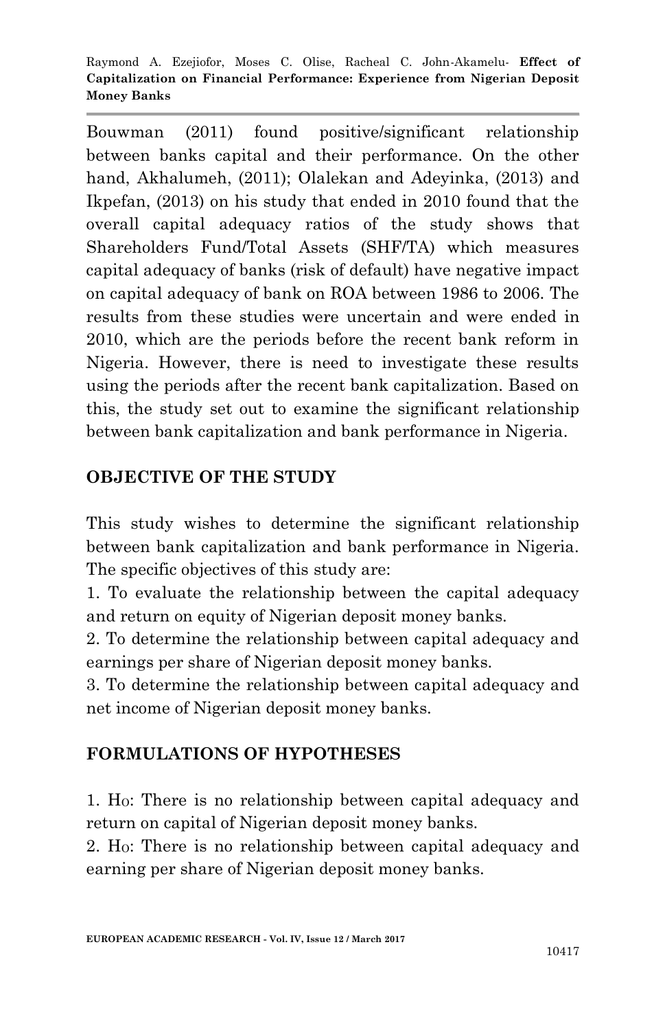Bouwman (2011) found positive/significant relationship between banks capital and their performance. On the other hand, Akhalumeh, (2011); Olalekan and Adeyinka, (2013) and Ikpefan, (2013) on his study that ended in 2010 found that the overall capital adequacy ratios of the study shows that Shareholders Fund/Total Assets (SHF/TA) which measures capital adequacy of banks (risk of default) have negative impact on capital adequacy of bank on ROA between 1986 to 2006. The results from these studies were uncertain and were ended in 2010, which are the periods before the recent bank reform in Nigeria. However, there is need to investigate these results using the periods after the recent bank capitalization. Based on this, the study set out to examine the significant relationship between bank capitalization and bank performance in Nigeria.

## OBJECTIVE OF THE STUDY

This study wishes to determine the significant relationship between bank capitalization and bank performance in Nigeria. The specific objectives of this study are:

1. To evaluate the relationship between the capital adequacy and return on equity of Nigerian deposit money banks.
2. To determine the relationship between capital adequacy and earnings per share of Nigerian deposit money banks.
3. To determine the relationship between capital adequacy and net income of Nigerian deposit money banks.

## FORMULATIONS OF HYPOTHESES

1. $H_O$: There is no relationship between capital adequacy and return on capital of Nigerian deposit money banks.
2. $H_O$: There is no relationship between capital adequacy and earning per share of Nigerian deposit money banks.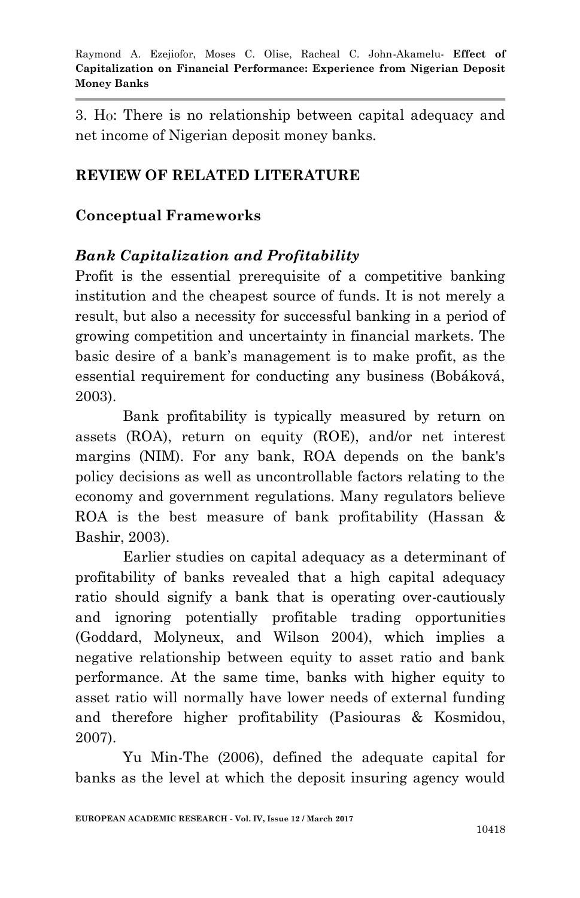3. $H_O$: There is no relationship between capital adequacy and net income of Nigerian deposit money banks.

## REVIEW OF RELATED LITERATURE

### Conceptual Frameworks

#### *Bank Capitalization and Profitability*

Profit is the essential prerequisite of a competitive banking institution and the cheapest source of funds. It is not merely a result, but also a necessity for successful banking in a period of growing competition and uncertainty in financial markets. The basic desire of a bank's management is to make profit, as the essential requirement for conducting any business (Bobáková, 2003).

Bank profitability is typically measured by return on assets (ROA), return on equity (ROE), and/or net interest margins (NIM). For any bank, ROA depends on the bank's policy decisions as well as uncontrollable factors relating to the economy and government regulations. Many regulators believe ROA is the best measure of bank profitability (Hassan & Bashir, 2003).

Earlier studies on capital adequacy as a determinant of profitability of banks revealed that a high capital adequacy ratio should signify a bank that is operating over-cautiously and ignoring potentially profitable trading opportunities (Goddard, Molyneux, and Wilson 2004), which implies a negative relationship between equity to asset ratio and bank performance. At the same time, banks with higher equity to asset ratio will normally have lower needs of external funding and therefore higher profitability (Pasiouras & Kosmidou, 2007).

Yu Min-The (2006), defined the adequate capital for banks as the level at which the deposit insuring agency would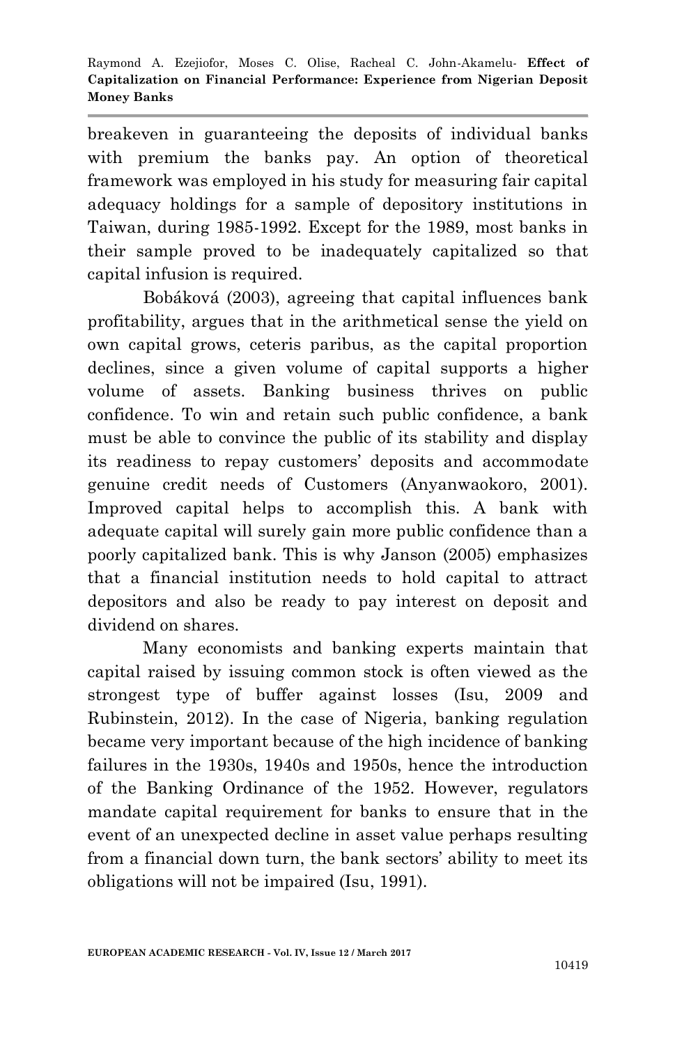breakeven in guaranteeing the deposits of individual banks with premium the banks pay. An option of theoretical framework was employed in his study for measuring fair capital adequacy holdings for a sample of depository institutions in Taiwan, during 1985-1992. Except for the 1989, most banks in their sample proved to be inadequately capitalized so that capital infusion is required.

Bobáková (2003), agreeing that capital influences bank profitability, argues that in the arithmetical sense the yield on own capital grows, ceteris paribus, as the capital proportion declines, since a given volume of capital supports a higher volume of assets. Banking business thrives on public confidence. To win and retain such public confidence, a bank must be able to convince the public of its stability and display its readiness to repay customers' deposits and accommodate genuine credit needs of Customers (Anyanwaokoro, 2001). Improved capital helps to accomplish this. A bank with adequate capital will surely gain more public confidence than a poorly capitalized bank. This is why Janson (2005) emphasizes that a financial institution needs to hold capital to attract depositors and also be ready to pay interest on deposit and dividend on shares.

Many economists and banking experts maintain that capital raised by issuing common stock is often viewed as the strongest type of buffer against losses (Isu, 2009 and Rubinstein, 2012). In the case of Nigeria, banking regulation became very important because of the high incidence of banking failures in the 1930s, 1940s and 1950s, hence the introduction of the Banking Ordinance of the 1952. However, regulators mandate capital requirement for banks to ensure that in the event of an unexpected decline in asset value perhaps resulting from a financial down turn, the bank sectors' ability to meet its obligations will not be impaired (Isu, 1991).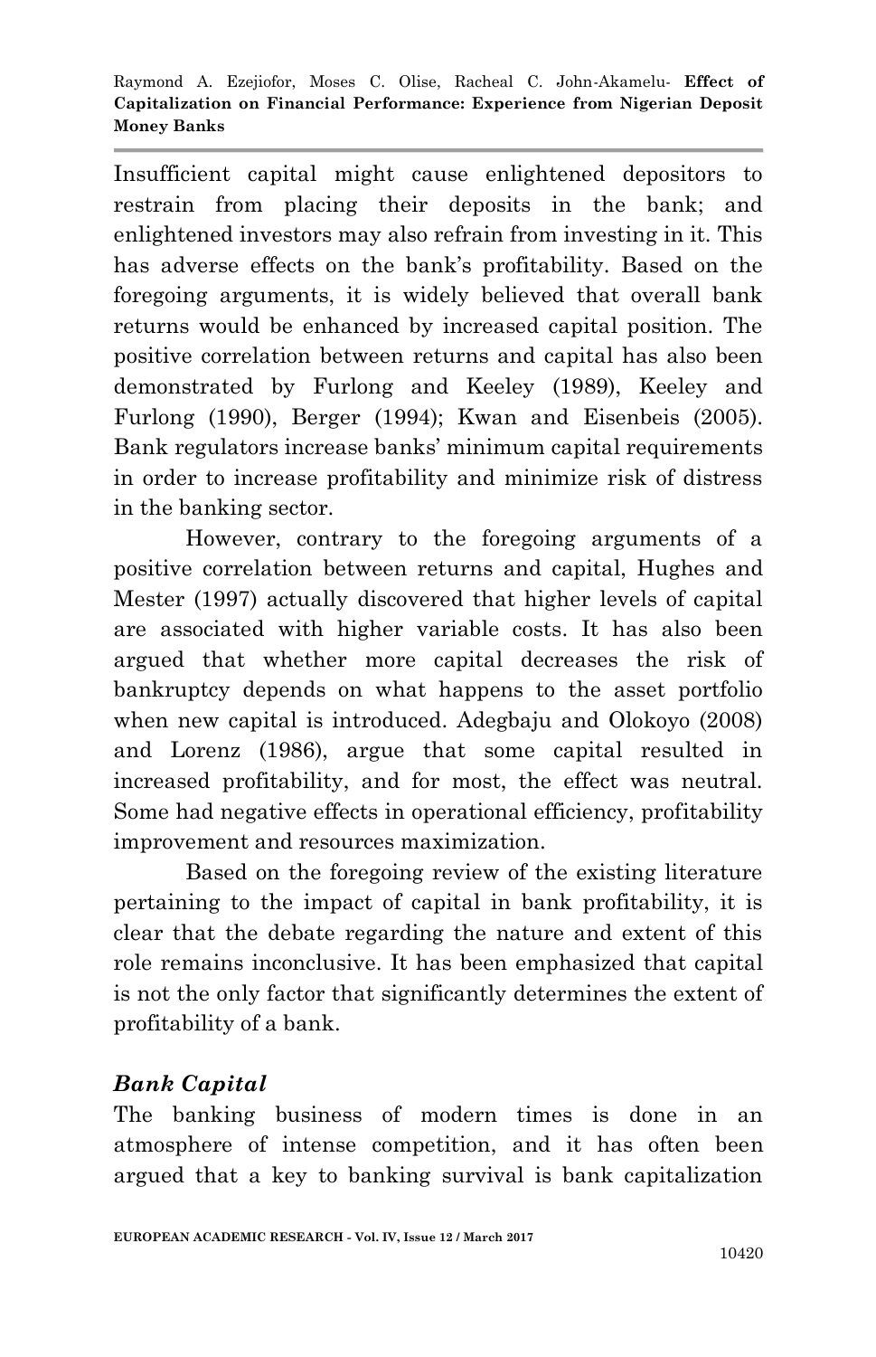Insufficient capital might cause enlightened depositors to restrain from placing their deposits in the bank; and enlightened investors may also refrain from investing in it. This has adverse effects on the bank's profitability. Based on the foregoing arguments, it is widely believed that overall bank returns would be enhanced by increased capital position. The positive correlation between returns and capital has also been demonstrated by Furlong and Keeley (1989), Keeley and Furlong (1990), Berger (1994); Kwan and Eisenbeis (2005). Bank regulators increase banks' minimum capital requirements in order to increase profitability and minimize risk of distress in the banking sector.

However, contrary to the foregoing arguments of a positive correlation between returns and capital, Hughes and Mester (1997) actually discovered that higher levels of capital are associated with higher variable costs. It has also been argued that whether more capital decreases the risk of bankruptcy depends on what happens to the asset portfolio when new capital is introduced. Adegbaju and Olokoyo (2008) and Lorenz (1986), argue that some capital resulted in increased profitability, and for most, the effect was neutral. Some had negative effects in operational efficiency, profitability improvement and resources maximization.

Based on the foregoing review of the existing literature pertaining to the impact of capital in bank profitability, it is clear that the debate regarding the nature and extent of this role remains inconclusive. It has been emphasized that capital is not the only factor that significantly determines the extent of profitability of a bank.

### *Bank Capital*

The banking business of modern times is done in an atmosphere of intense competition, and it has often been argued that a key to banking survival is bank capitalization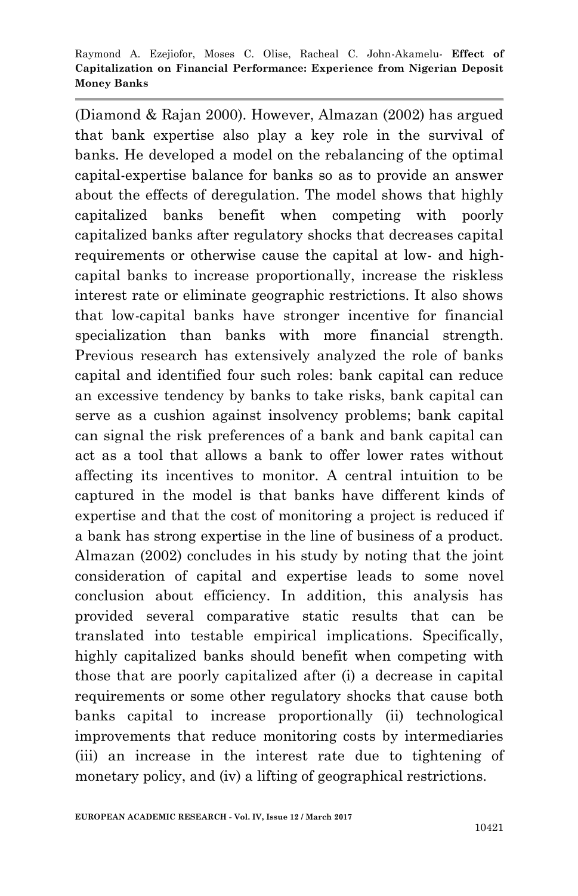(Diamond & Rajan 2000). However, Almazan (2002) has argued that bank expertise also play a key role in the survival of banks. He developed a model on the rebalancing of the optimal capital-expertise balance for banks so as to provide an answer about the effects of deregulation. The model shows that highly capitalized banks benefit when competing with poorly capitalized banks after regulatory shocks that decreases capital requirements or otherwise cause the capital at low- and high-capital banks to increase proportionally, increase the riskless interest rate or eliminate geographic restrictions. It also shows that low-capital banks have stronger incentive for financial specialization than banks with more financial strength. Previous research has extensively analyzed the role of banks capital and identified four such roles: bank capital can reduce an excessive tendency by banks to take risks, bank capital can serve as a cushion against insolvency problems; bank capital can signal the risk preferences of a bank and bank capital can act as a tool that allows a bank to offer lower rates without affecting its incentives to monitor. A central intuition to be captured in the model is that banks have different kinds of expertise and that the cost of monitoring a project is reduced if a bank has strong expertise in the line of business of a product. Almazan (2002) concludes in his study by noting that the joint consideration of capital and expertise leads to some novel conclusion about efficiency. In addition, this analysis has provided several comparative static results that can be translated into testable empirical implications. Specifically, highly capitalized banks should benefit when competing with those that are poorly capitalized after (i) a decrease in capital requirements or some other regulatory shocks that cause both banks capital to increase proportionally (ii) technological improvements that reduce monitoring costs by intermediaries (iii) an increase in the interest rate due to tightening of monetary policy, and (iv) a lifting of geographical restrictions.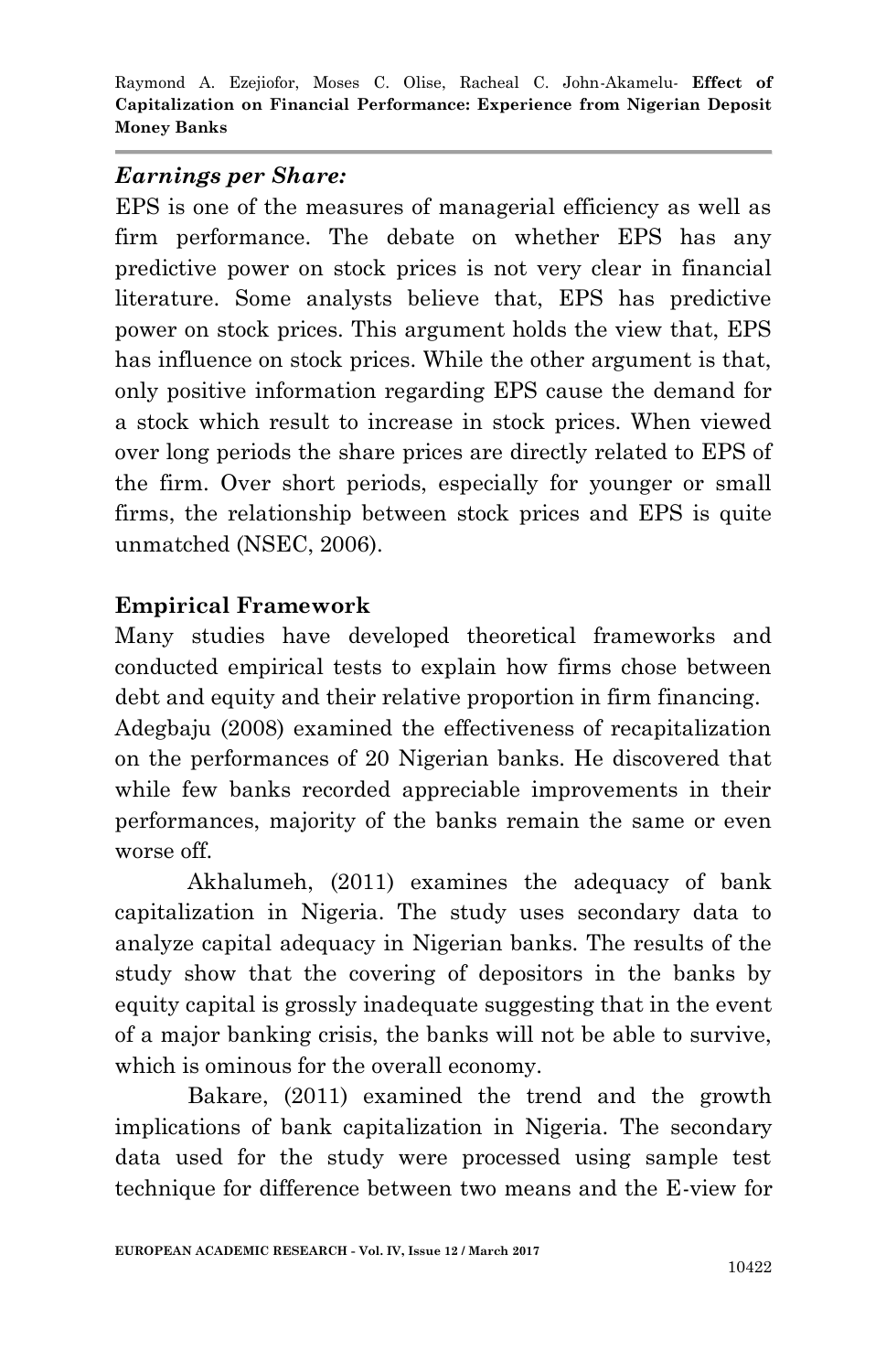***Earnings per Share:***

EPS is one of the measures of managerial efficiency as well as firm performance. The debate on whether EPS has any predictive power on stock prices is not very clear in financial literature. Some analysts believe that, EPS has predictive power on stock prices. This argument holds the view that, EPS has influence on stock prices. While the other argument is that, only positive information regarding EPS cause the demand for a stock which result to increase in stock prices. When viewed over long periods the share prices are directly related to EPS of the firm. Over short periods, especially for younger or small firms, the relationship between stock prices and EPS is quite unmatched (NSEC, 2006).

**Empirical Framework**

Many studies have developed theoretical frameworks and conducted empirical tests to explain how firms chose between debt and equity and their relative proportion in firm financing.

Adegbaju (2008) examined the effectiveness of recapitalization on the performances of 20 Nigerian banks. He discovered that while few banks recorded appreciable improvements in their performances, majority of the banks remain the same or even worse off.

Akhalumeh, (2011) examines the adequacy of bank capitalization in Nigeria. The study uses secondary data to analyze capital adequacy in Nigerian banks. The results of the study show that the covering of depositors in the banks by equity capital is grossly inadequate suggesting that in the event of a major banking crisis, the banks will not be able to survive, which is ominous for the overall economy.

Bakare, (2011) examined the trend and the growth implications of bank capitalization in Nigeria. The secondary data used for the study were processed using sample test technique for difference between two means and the E-view for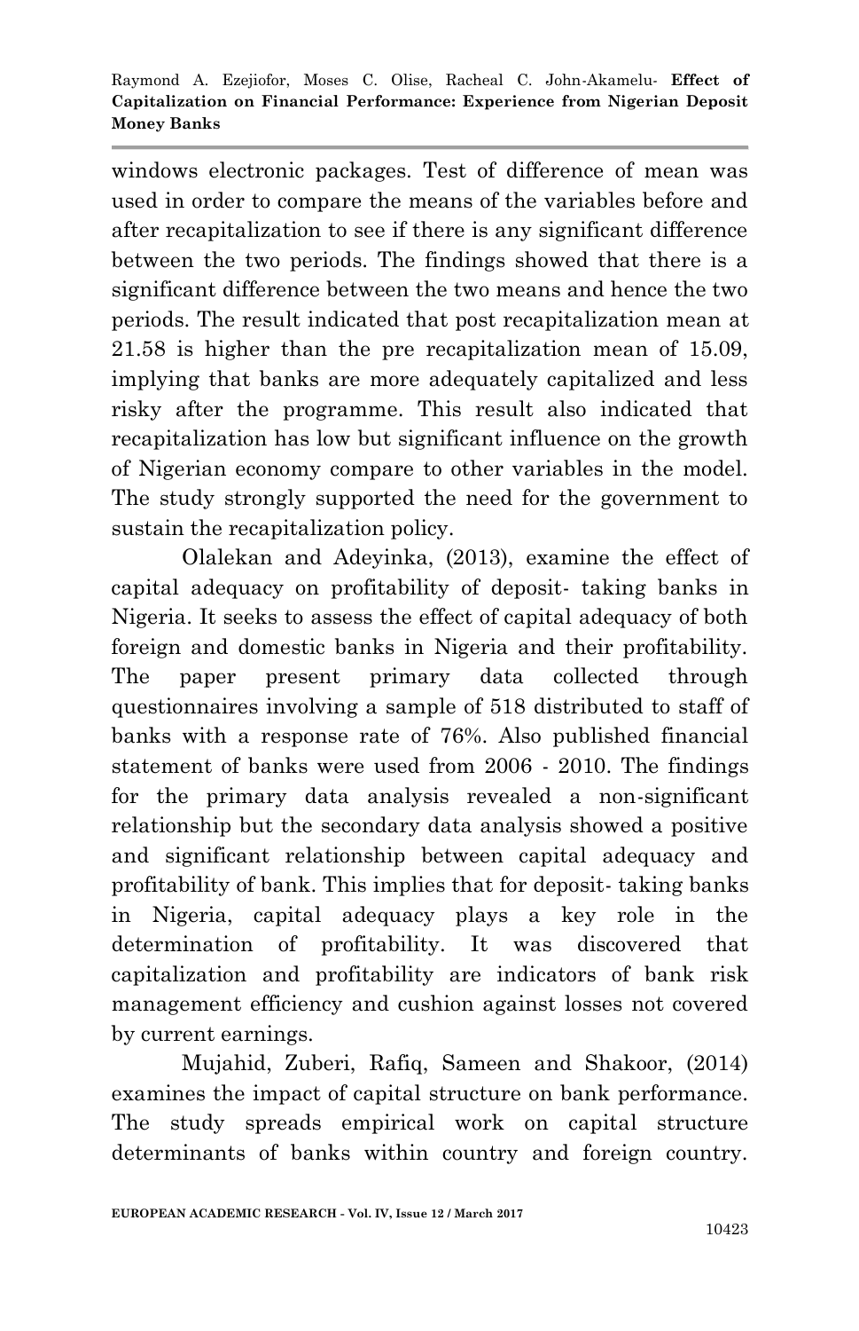windows electronic packages. Test of difference of mean was used in order to compare the means of the variables before and after recapitalization to see if there is any significant difference between the two periods. The findings showed that there is a significant difference between the two means and hence the two periods. The result indicated that post recapitalization mean at 21.58 is higher than the pre recapitalization mean of 15.09, implying that banks are more adequately capitalized and less risky after the programme. This result also indicated that recapitalization has low but significant influence on the growth of Nigerian economy compare to other variables in the model. The study strongly supported the need for the government to sustain the recapitalization policy.

Olalekan and Adeyinka, (2013), examine the effect of capital adequacy on profitability of deposit- taking banks in Nigeria. It seeks to assess the effect of capital adequacy of both foreign and domestic banks in Nigeria and their profitability. The paper present primary data collected through questionnaires involving a sample of 518 distributed to staff of banks with a response rate of 76%. Also published financial statement of banks were used from 2006 - 2010. The findings for the primary data analysis revealed a non-significant relationship but the secondary data analysis showed a positive and significant relationship between capital adequacy and profitability of bank. This implies that for deposit- taking banks in Nigeria, capital adequacy plays a key role in the determination of profitability. It was discovered that capitalization and profitability are indicators of bank risk management efficiency and cushion against losses not covered by current earnings.

Mujahid, Zuberi, Rafiq, Sameen and Shakoor, (2014) examines the impact of capital structure on bank performance. The study spreads empirical work on capital structure determinants of banks within country and foreign country.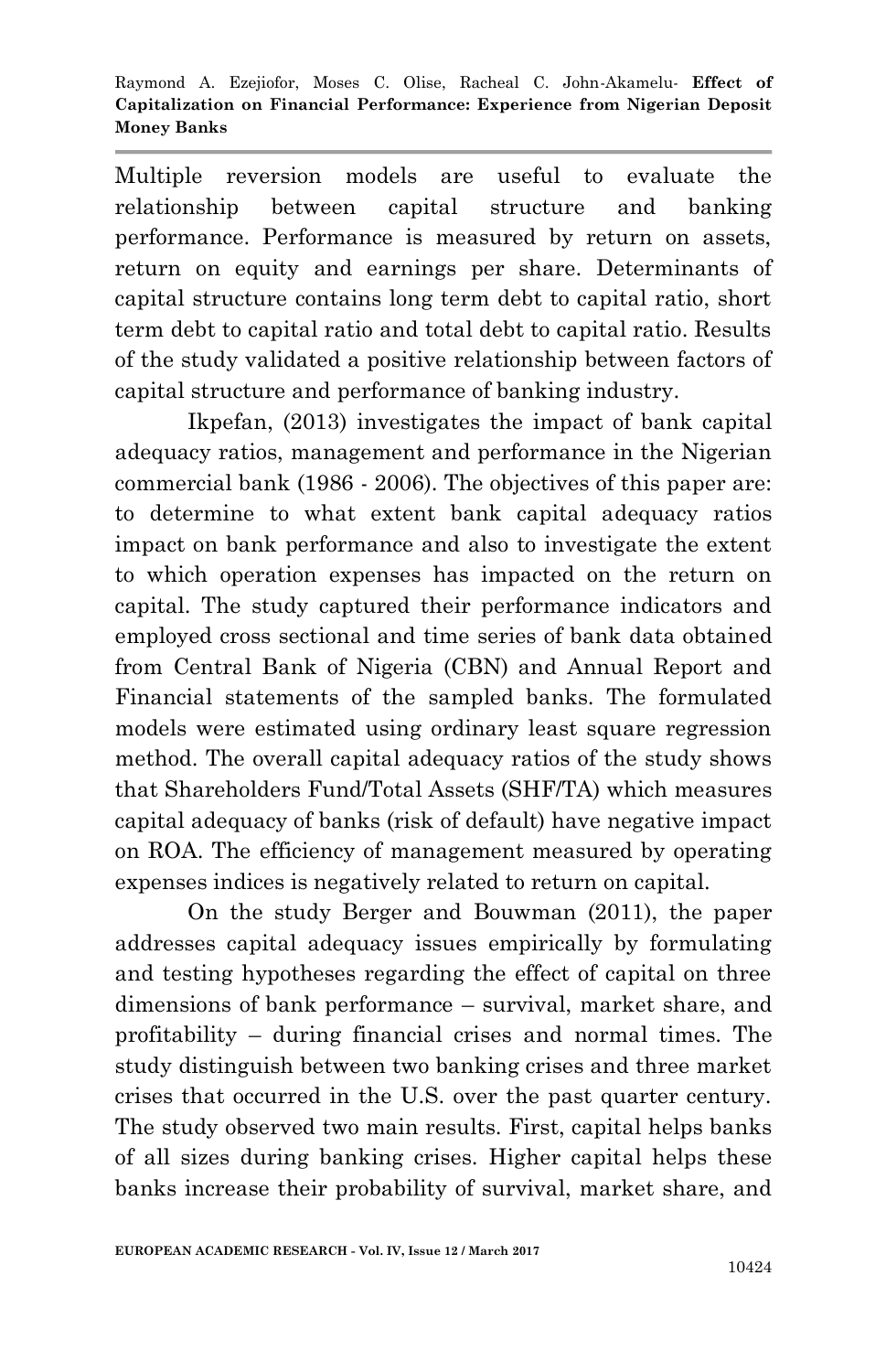Multiple reversion models are useful to evaluate the relationship between capital structure and banking performance. Performance is measured by return on assets, return on equity and earnings per share. Determinants of capital structure contains long term debt to capital ratio, short term debt to capital ratio and total debt to capital ratio. Results of the study validated a positive relationship between factors of capital structure and performance of banking industry.

Ikpefan, (2013) investigates the impact of bank capital adequacy ratios, management and performance in the Nigerian commercial bank (1986 - 2006). The objectives of this paper are: to determine to what extent bank capital adequacy ratios impact on bank performance and also to investigate the extent to which operation expenses has impacted on the return on capital. The study captured their performance indicators and employed cross sectional and time series of bank data obtained from Central Bank of Nigeria (CBN) and Annual Report and Financial statements of the sampled banks. The formulated models were estimated using ordinary least square regression method. The overall capital adequacy ratios of the study shows that Shareholders Fund/Total Assets (SHF/TA) which measures capital adequacy of banks (risk of default) have negative impact on ROA. The efficiency of management measured by operating expenses indices is negatively related to return on capital.

On the study Berger and Bouwman (2011), the paper addresses capital adequacy issues empirically by formulating and testing hypotheses regarding the effect of capital on three dimensions of bank performance – survival, market share, and profitability – during financial crises and normal times. The study distinguish between two banking crises and three market crises that occurred in the U.S. over the past quarter century. The study observed two main results. First, capital helps banks of all sizes during banking crises. Higher capital helps these banks increase their probability of survival, market share, and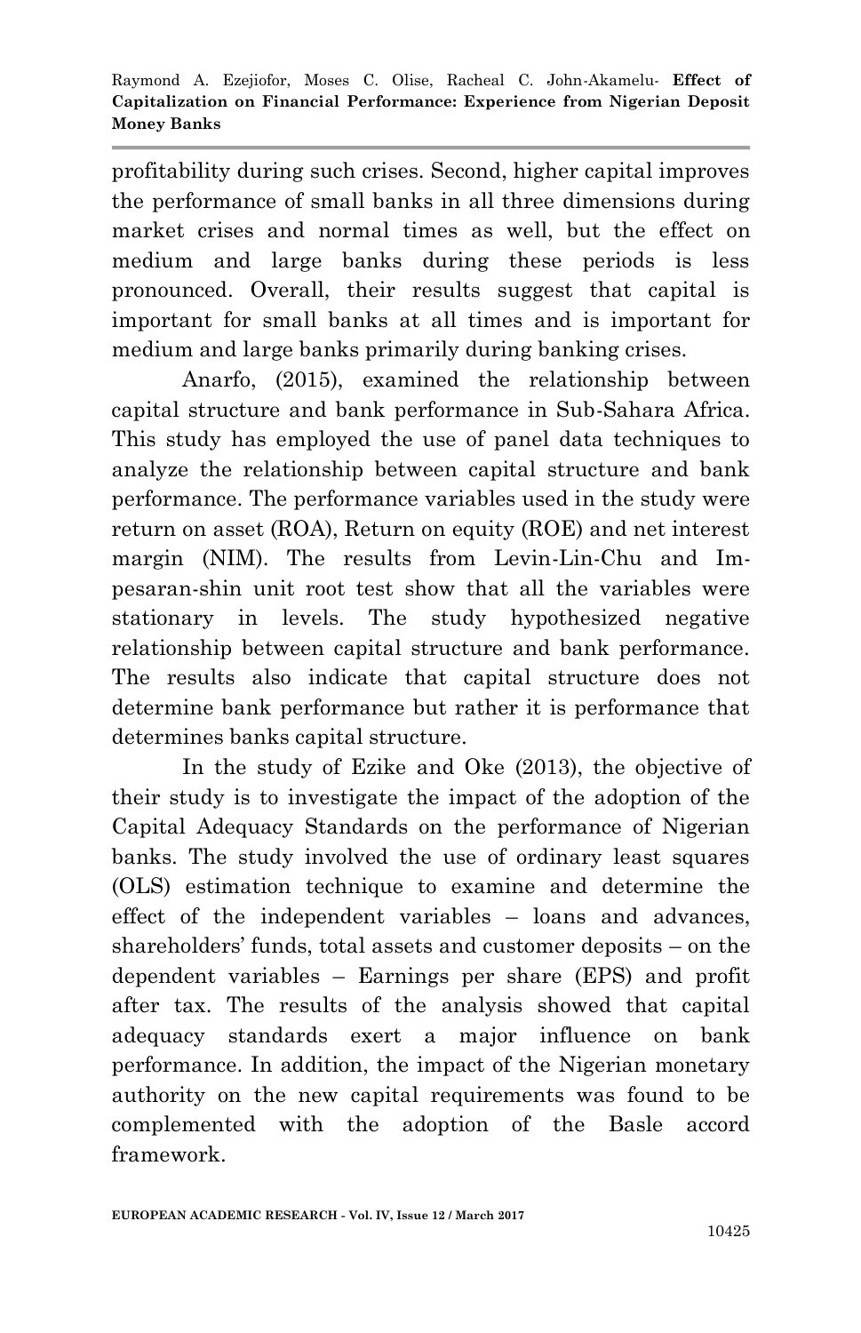profitability during such crises. Second, higher capital improves the performance of small banks in all three dimensions during market crises and normal times as well, but the effect on medium and large banks during these periods is less pronounced. Overall, their results suggest that capital is important for small banks at all times and is important for medium and large banks primarily during banking crises.

Anarfo, (2015), examined the relationship between capital structure and bank performance in Sub-Sahara Africa. This study has employed the use of panel data techniques to analyze the relationship between capital structure and bank performance. The performance variables used in the study were return on asset (ROA), Return on equity (ROE) and net interest margin (NIM). The results from Levin-Lin-Chu and Im-pesaran-shin unit root test show that all the variables were stationary in levels. The study hypothesized negative relationship between capital structure and bank performance. The results also indicate that capital structure does not determine bank performance but rather it is performance that determines banks capital structure.

In the study of Ezike and Oke (2013), the objective of their study is to investigate the impact of the adoption of the Capital Adequacy Standards on the performance of Nigerian banks. The study involved the use of ordinary least squares (OLS) estimation technique to examine and determine the effect of the independent variables – loans and advances, shareholders' funds, total assets and customer deposits – on the dependent variables – Earnings per share (EPS) and profit after tax. The results of the analysis showed that capital adequacy standards exert a major influence on bank performance. In addition, the impact of the Nigerian monetary authority on the new capital requirements was found to be complemented with the adoption of the Basle accord framework.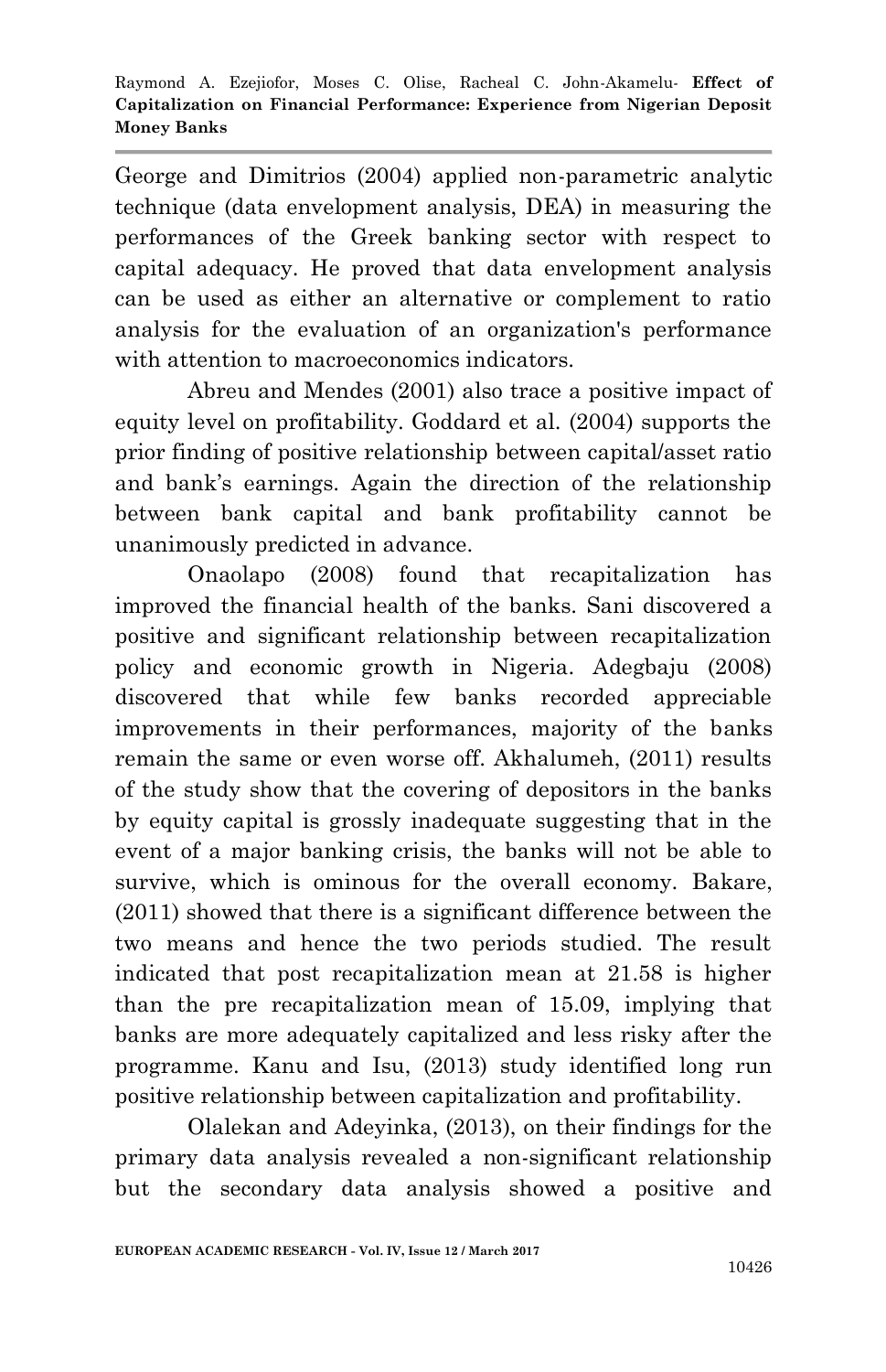George and Dimitrios (2004) applied non-parametric analytic technique (data envelopment analysis, DEA) in measuring the performances of the Greek banking sector with respect to capital adequacy. He proved that data envelopment analysis can be used as either an alternative or complement to ratio analysis for the evaluation of an organization's performance with attention to macroeconomics indicators.

Abreu and Mendes (2001) also trace a positive impact of equity level on profitability. Goddard et al. (2004) supports the prior finding of positive relationship between capital/asset ratio and bank's earnings. Again the direction of the relationship between bank capital and bank profitability cannot be unanimously predicted in advance.

Onaolapo (2008) found that recapitalization has improved the financial health of the banks. Sani discovered a positive and significant relationship between recapitalization policy and economic growth in Nigeria. Adegbaju (2008) discovered that while few banks recorded appreciable improvements in their performances, majority of the banks remain the same or even worse off. Akhalumeh, (2011) results of the study show that the covering of depositors in the banks by equity capital is grossly inadequate suggesting that in the event of a major banking crisis, the banks will not be able to survive, which is ominous for the overall economy. Bakare, (2011) showed that there is a significant difference between the two means and hence the two periods studied. The result indicated that post recapitalization mean at 21.58 is higher than the pre recapitalization mean of 15.09, implying that banks are more adequately capitalized and less risky after the programme. Kanu and Isu, (2013) study identified long run positive relationship between capitalization and profitability.

Olalekan and Adeyinka, (2013), on their findings for the primary data analysis revealed a non-significant relationship but the secondary data analysis showed a positive and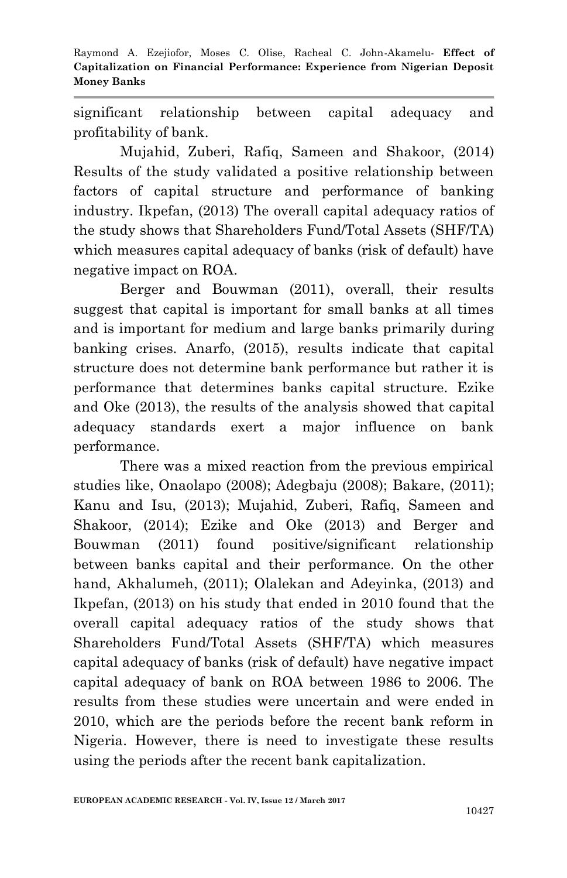significant relationship between capital adequacy and profitability of bank.

Mujahid, Zuberi, Rafiq, Sameen and Shakoor, (2014) Results of the study validated a positive relationship between factors of capital structure and performance of banking industry. Ikpefan, (2013) The overall capital adequacy ratios of the study shows that Shareholders Fund/Total Assets (SHF/TA) which measures capital adequacy of banks (risk of default) have negative impact on ROA.

Berger and Bouwman (2011), overall, their results suggest that capital is important for small banks at all times and is important for medium and large banks primarily during banking crises. Anarfo, (2015), results indicate that capital structure does not determine bank performance but rather it is performance that determines banks capital structure. Ezike and Oke (2013), the results of the analysis showed that capital adequacy standards exert a major influence on bank performance.

There was a mixed reaction from the previous empirical studies like, Onaolapo (2008); Adegbaju (2008); Bakare, (2011); Kanu and Isu, (2013); Mujahid, Zuberi, Rafiq, Sameen and Shakoor, (2014); Ezike and Oke (2013) and Berger and Bouwman (2011) found positive/significant relationship between banks capital and their performance. On the other hand, Akhalumeh, (2011); Olalekan and Adeyinka, (2013) and Ikpefan, (2013) on his study that ended in 2010 found that the overall capital adequacy ratios of the study shows that Shareholders Fund/Total Assets (SHF/TA) which measures capital adequacy of banks (risk of default) have negative impact capital adequacy of bank on ROA between 1986 to 2006. The results from these studies were uncertain and were ended in 2010, which are the periods before the recent bank reform in Nigeria. However, there is need to investigate these results using the periods after the recent bank capitalization.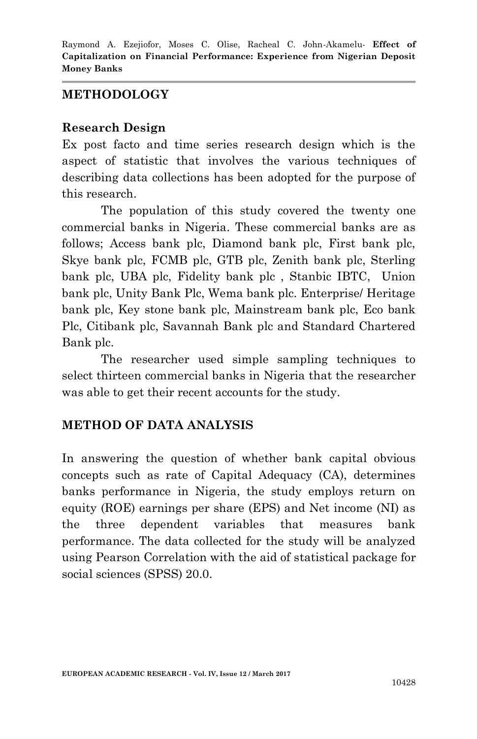## METHODOLOGY

### Research Design

Ex post facto and time series research design which is the aspect of statistic that involves the various techniques of describing data collections has been adopted for the purpose of this research.

The population of this study covered the twenty one commercial banks in Nigeria. These commercial banks are as follows; Access bank plc, Diamond bank plc, First bank plc, Skye bank plc, FCMB plc, GTB plc, Zenith bank plc, Sterling bank plc, UBA plc, Fidelity bank plc , Stanbic IBTC, Union bank plc, Unity Bank Plc, Wema bank plc. Enterprise/ Heritage bank plc, Key stone bank plc, Mainstream bank plc, Eco bank Plc, Citibank plc, Savannah Bank plc and Standard Chartered Bank plc.

The researcher used simple sampling techniques to select thirteen commercial banks in Nigeria that the researcher was able to get their recent accounts for the study.

## METHOD OF DATA ANALYSIS

In answering the question of whether bank capital obvious concepts such as rate of Capital Adequacy (CA), determines banks performance in Nigeria, the study employs return on equity (ROE) earnings per share (EPS) and Net income (NI) as the three dependent variables that measures bank performance. The data collected for the study will be analyzed using Pearson Correlation with the aid of statistical package for social sciences (SPSS) 20.0.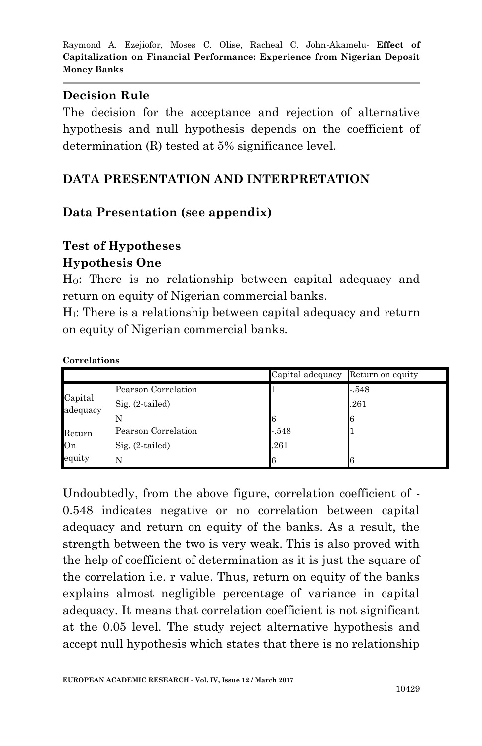## Decision Rule

The decision for the acceptance and rejection of alternative hypothesis and null hypothesis depends on the coefficient of determination (R) tested at 5% significance level.

## DATA PRESENTATION AND INTERPRETATION

### Data Presentation (see appendix)

### Test of Hypotheses

### Hypothesis One

$H_O$: There is no relationship between capital adequacy and return on equity of Nigerian commercial banks.

$H_I$: There is a relationship between capital adequacy and return on equity of Nigerian commercial banks.

**Correlations**

| | | Capital adequacy | Return on equity |
|---|---|---|---|
| Capital adequacy | Pearson Correlation | 1 | -.548 |
| | Sig. (2-tailed) | | .261 |
| | N | 6 | 6 |
| Return On equity | Pearson Correlation | -.548 | 1 |
| | Sig. (2-tailed) | .261 | |
| | N | 6 | 6 |

Undoubtedly, from the above figure, correlation coefficient of -0.548 indicates negative or no correlation between capital adequacy and return on equity of the banks. As a result, the strength between the two is very weak. This is also proved with the help of coefficient of determination as it is just the square of the correlation i.e. r value. Thus, return on equity of the banks explains almost negligible percentage of variance in capital adequacy. It means that correlation coefficient is not significant at the 0.05 level. The study reject alternative hypothesis and accept null hypothesis which states that there is no relationship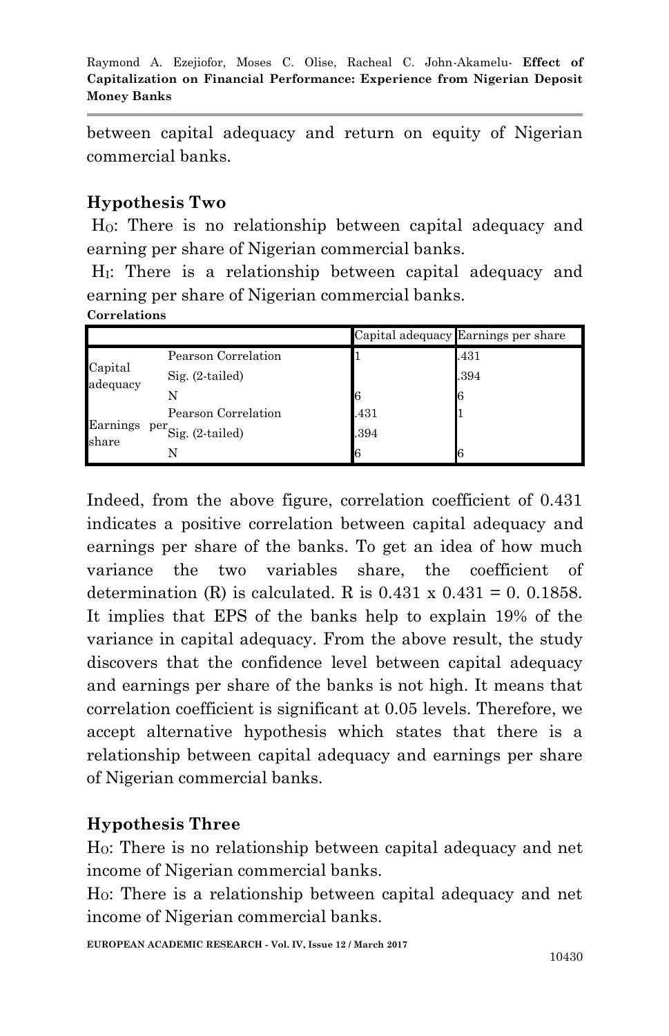between capital adequacy and return on equity of Nigerian commercial banks.

## Hypothesis Two

$H_O$: There is no relationship between capital adequacy and earning per share of Nigerian commercial banks.

$H_I$: There is a relationship between capital adequacy and earning per share of Nigerian commercial banks.

**Correlations**

| | | Capital adequacy | Earnings per share |
|---|---|---|---|
| Capital adequacy | Pearson Correlation | 1 | .431 |
| | Sig. (2-tailed) | | .394 |
| | N | 6 | 6 |
| Earnings per share | Pearson Correlation | .431 | 1 |
| | Sig. (2-tailed) | .394 | |
| | N | 6 | 6 |

Indeed, from the above figure, correlation coefficient of 0.431 indicates a positive correlation between capital adequacy and earnings per share of the banks. To get an idea of how much variance the two variables share, the coefficient of determination (R) is calculated. R is 0.431 x 0.431 = 0. 0.1858. It implies that EPS of the banks help to explain 19% of the variance in capital adequacy. From the above result, the study discovers that the confidence level between capital adequacy and earnings per share of the banks is not high. It means that correlation coefficient is significant at 0.05 levels. Therefore, we accept alternative hypothesis which states that there is a relationship between capital adequacy and earnings per share of Nigerian commercial banks.

## Hypothesis Three

$H_O$: There is no relationship between capital adequacy and net income of Nigerian commercial banks.

$H_O$: There is a relationship between capital adequacy and net income of Nigerian commercial banks.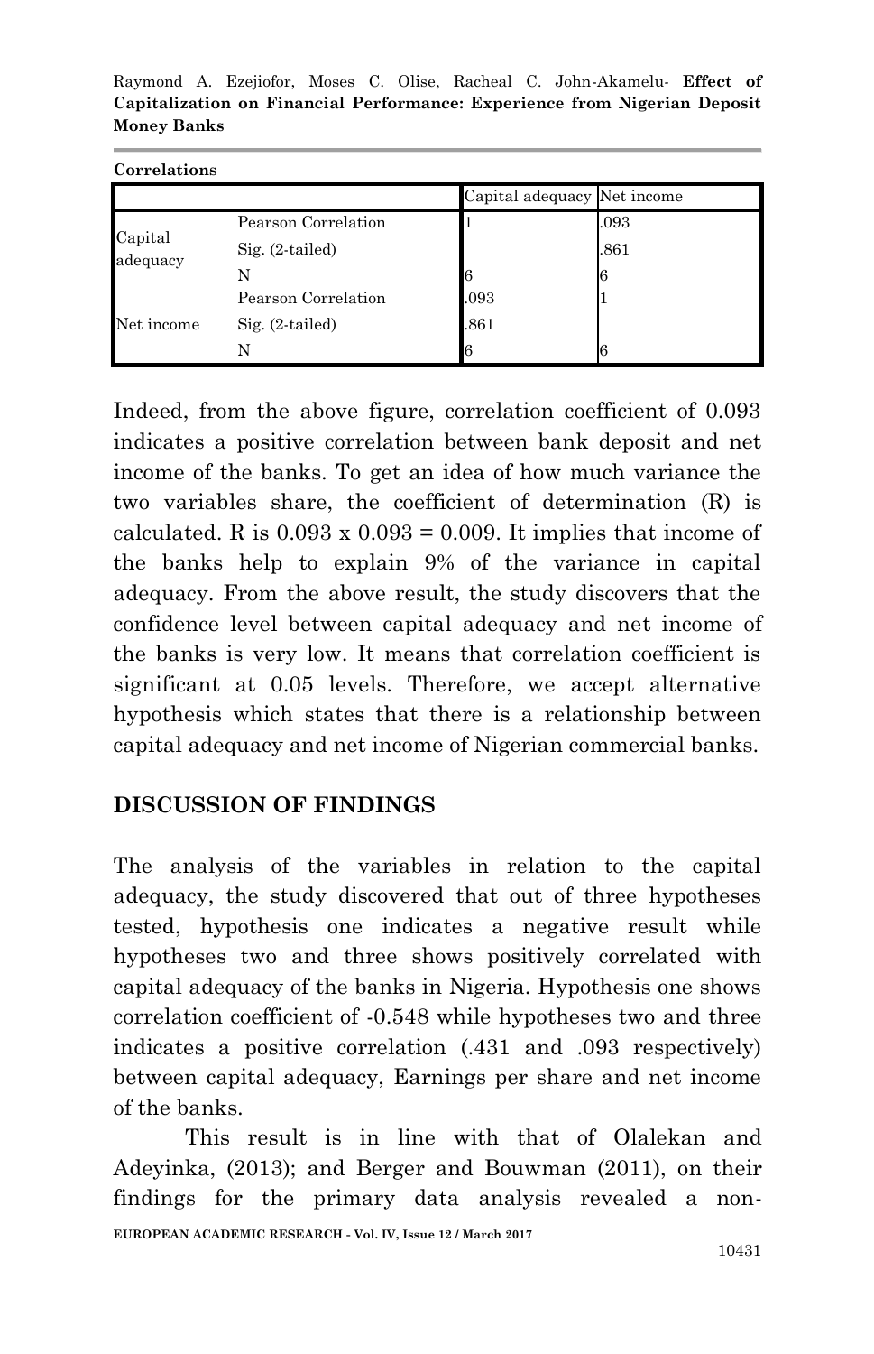**Correlations**

| | | Capital adequacy | Net income |
|---|---|---|---|
| Capital adequacy | Pearson Correlation | 1 | .093 |
| | Sig. (2-tailed) | | .861 |
| | N | 6 | 6 |
| Net income | Pearson Correlation | .093 | 1 |
| | Sig. (2-tailed) | .861 | |
| | N | 6 | 6 |

Indeed, from the above figure, correlation coefficient of 0.093 indicates a positive correlation between bank deposit and net income of the banks. To get an idea of how much variance the two variables share, the coefficient of determination (R) is calculated. R is 0.093 x 0.093 = 0.009. It implies that income of the banks help to explain 9% of the variance in capital adequacy. From the above result, the study discovers that the confidence level between capital adequacy and net income of the banks is very low. It means that correlation coefficient is significant at 0.05 levels. Therefore, we accept alternative hypothesis which states that there is a relationship between capital adequacy and net income of Nigerian commercial banks.

## DISCUSSION OF FINDINGS

The analysis of the variables in relation to the capital adequacy, the study discovered that out of three hypotheses tested, hypothesis one indicates a negative result while hypotheses two and three shows positively correlated with capital adequacy of the banks in Nigeria. Hypothesis one shows correlation coefficient of -0.548 while hypotheses two and three indicates a positive correlation (.431 and .093 respectively) between capital adequacy, Earnings per share and net income of the banks.

This result is in line with that of Olalekan and Adeyinka, (2013); and Berger and Bouwman (2011), on their findings for the primary data analysis revealed a non-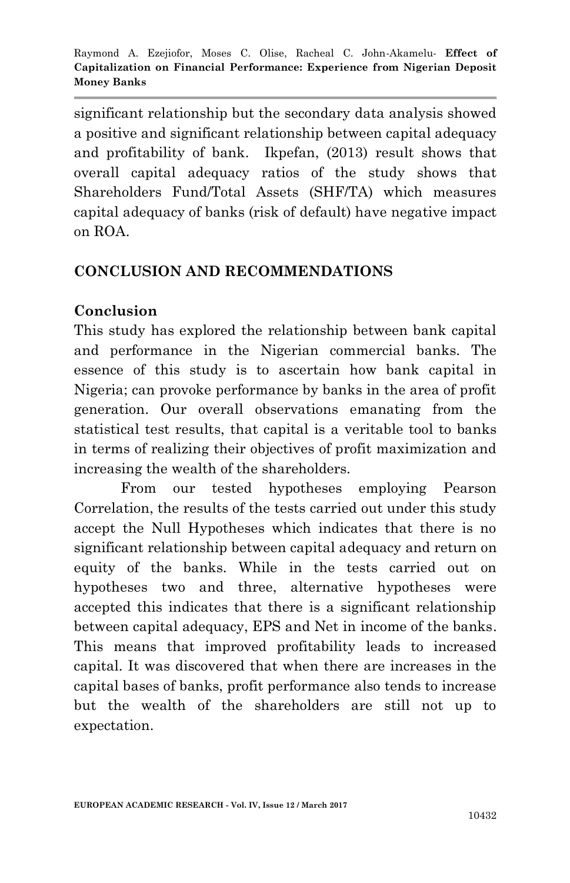significant relationship but the secondary data analysis showed a positive and significant relationship between capital adequacy and profitability of bank. Ikpefan, (2013) result shows that overall capital adequacy ratios of the study shows that Shareholders Fund/Total Assets (SHF/TA) which measures capital adequacy of banks (risk of default) have negative impact on ROA.

## CONCLUSION AND RECOMMENDATIONS

### Conclusion

This study has explored the relationship between bank capital and performance in the Nigerian commercial banks. The essence of this study is to ascertain how bank capital in Nigeria; can provoke performance by banks in the area of profit generation. Our overall observations emanating from the statistical test results, that capital is a veritable tool to banks in terms of realizing their objectives of profit maximization and increasing the wealth of the shareholders.

From our tested hypotheses employing Pearson Correlation, the results of the tests carried out under this study accept the Null Hypotheses which indicates that there is no significant relationship between capital adequacy and return on equity of the banks. While in the tests carried out on hypotheses two and three, alternative hypotheses were accepted this indicates that there is a significant relationship between capital adequacy, EPS and Net in income of the banks. This means that improved profitability leads to increased capital. It was discovered that when there are increases in the capital bases of banks, profit performance also tends to increase but the wealth of the shareholders are still not up to expectation.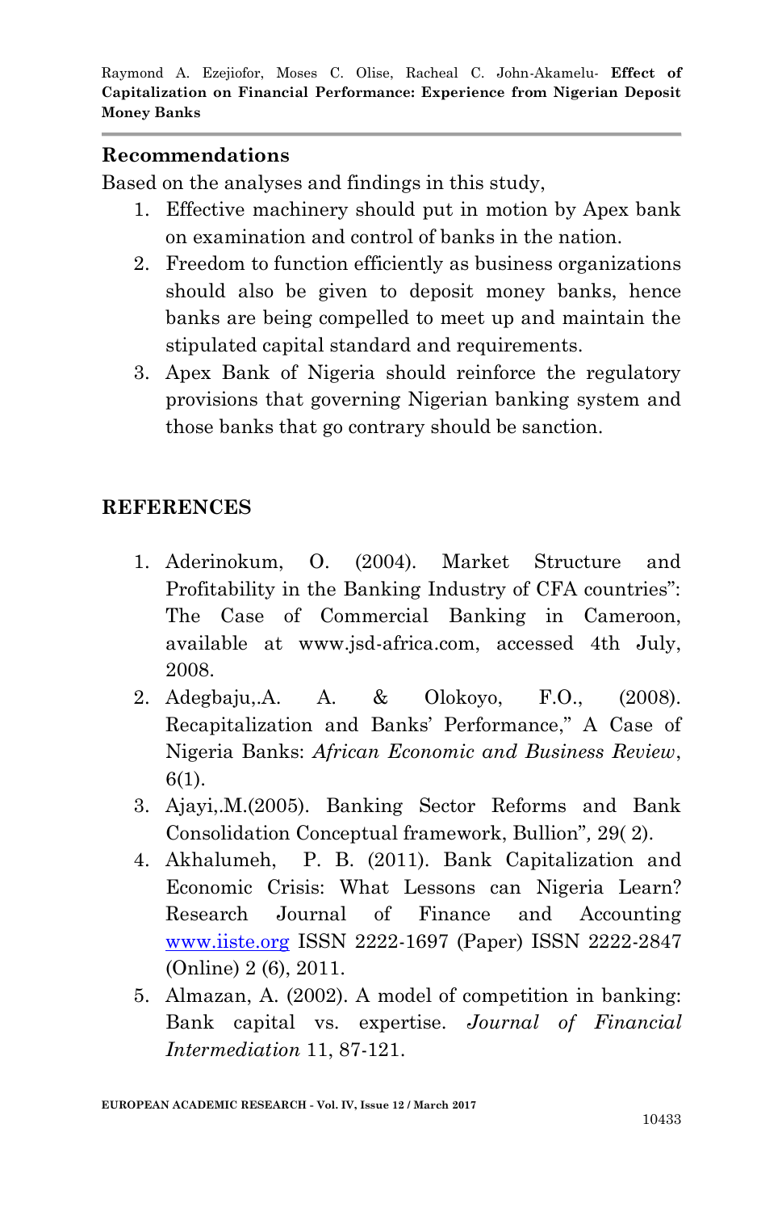## Recommendations

Based on the analyses and findings in this study,

1. Effective machinery should put in motion by Apex bank on examination and control of banks in the nation.
2. Freedom to function efficiently as business organizations should also be given to deposit money banks, hence banks are being compelled to meet up and maintain the stipulated capital standard and requirements.
3. Apex Bank of Nigeria should reinforce the regulatory provisions that governing Nigerian banking system and those banks that go contrary should be sanction.

## REFERENCES

1. Aderinokum, O. (2004). Market Structure and Profitability in the Banking Industry of CFA countries": The Case of Commercial Banking in Cameroon, available at www.jsd-africa.com, accessed 4th July, 2008.
2. Adegbaju,.A. A. & Olokoyo, F.O., (2008). Recapitalization and Banks' Performance," A Case of Nigeria Banks: *African Economic and Business Review*, 6(1).
3. Ajayi,.M.(2005). Banking Sector Reforms and Bank Consolidation Conceptual framework, Bullion", 29( 2).
4. Akhalumeh, P. B. (2011). Bank Capitalization and Economic Crisis: What Lessons can Nigeria Learn? Research Journal of Finance and Accounting www.iiste.org ISSN 2222-1697 (Paper) ISSN 2222-2847 (Online) 2 (6), 2011.
5. Almazan, A. (2002). A model of competition in banking: Bank capital vs. expertise. *Journal of Financial Intermediation* 11, 87-121.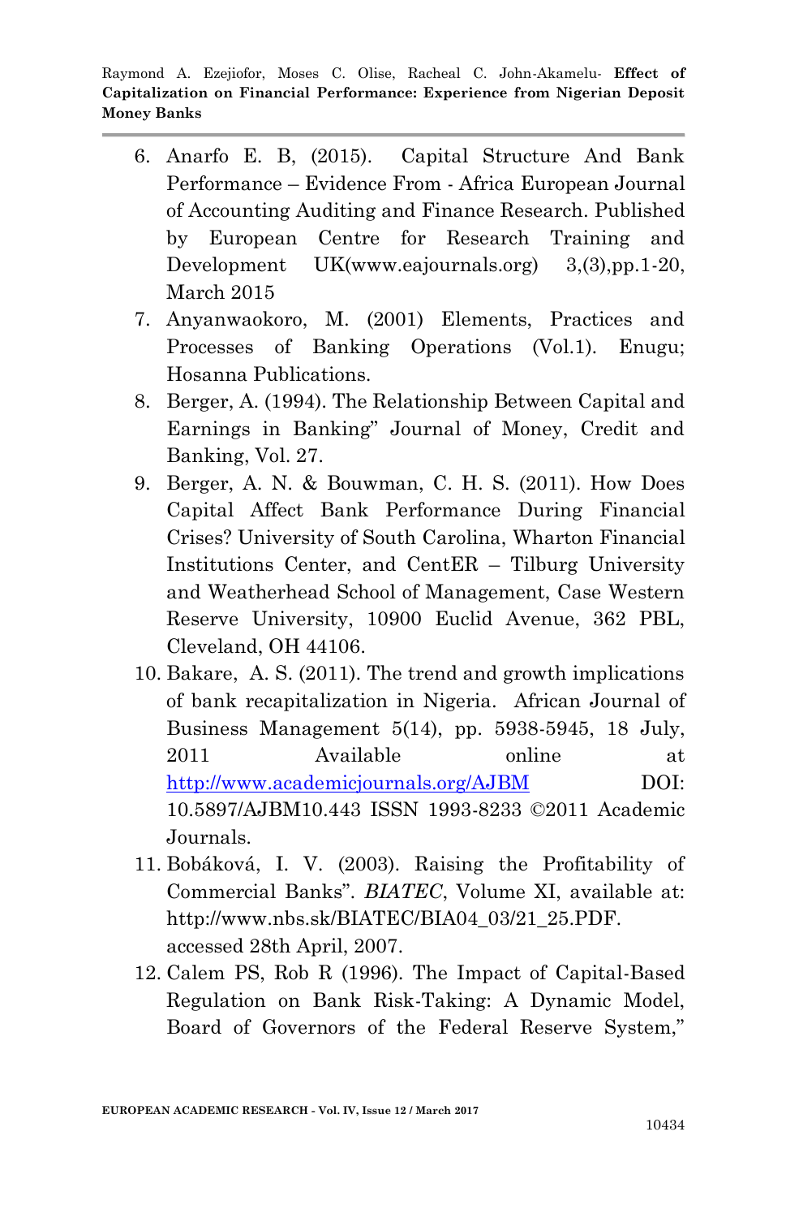6. Anarfo E. B, (2015). Capital Structure And Bank Performance – Evidence From - Africa European Journal of Accounting Auditing and Finance Research. Published by European Centre for Research Training and Development UK(www.eajournals.org) 3,(3),pp.1-20, March 2015
7. Anyanwaokoro, M. (2001) Elements, Practices and Processes of Banking Operations (Vol.1). Enugu; Hosanna Publications.
8. Berger, A. (1994). The Relationship Between Capital and Earnings in Banking" Journal of Money, Credit and Banking, Vol. 27.
9. Berger, A. N. & Bouwman, C. H. S. (2011). How Does Capital Affect Bank Performance During Financial Crises? University of South Carolina, Wharton Financial Institutions Center, and CentER – Tilburg University and Weatherhead School of Management, Case Western Reserve University, 10900 Euclid Avenue, 362 PBL, Cleveland, OH 44106.
10. Bakare, A. S. (2011). The trend and growth implications of bank recapitalization in Nigeria. African Journal of Business Management 5(14), pp. 5938-5945, 18 July, 2011 Available online at http://www.academicjournals.org/AJBM DOI: 10.5897/AJBM10.443 ISSN 1993-8233 ©2011 Academic Journals.
11. Bobáková, I. V. (2003). Raising the Profitability of Commercial Banks". *BIATEC*, Volume XI, available at: http://www.nbs.sk/BIATEC/BIA04_03/21_25.PDF. accessed 28th April, 2007.
12. Calem PS, Rob R (1996). The Impact of Capital-Based Regulation on Bank Risk-Taking: A Dynamic Model, Board of Governors of the Federal Reserve System,"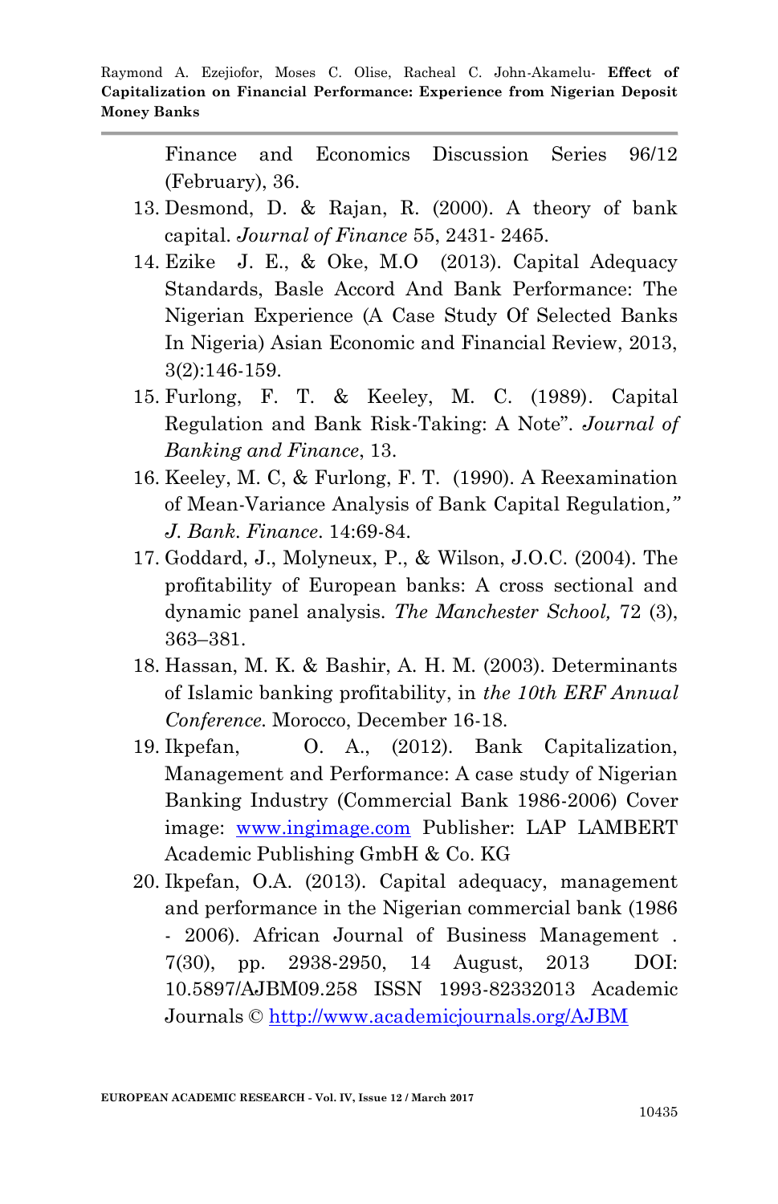Finance and Economics Discussion Series 96/12 (February), 36.

13. Desmond, D. & Rajan, R. (2000). A theory of bank capital. *Journal of Finance* 55, 2431- 2465.
14. Ezike J. E., & Oke, M.O (2013). Capital Adequacy Standards, Basle Accord And Bank Performance: The Nigerian Experience (A Case Study Of Selected Banks In Nigeria) Asian Economic and Financial Review, 2013, 3(2):146-159.
15. Furlong, F. T. & Keeley, M. C. (1989). Capital Regulation and Bank Risk-Taking: A Note". *Journal of Banking and Finance*, 13.
16. Keeley, M. C, & Furlong, F. T. (1990). A Reexamination of Mean-Variance Analysis of Bank Capital Regulation," *J. Bank. Finance*. 14:69-84.
17. Goddard, J., Molyneux, P., & Wilson, J.O.C. (2004). The profitability of European banks: A cross sectional and dynamic panel analysis. *The Manchester School,* 72 (3), 363–381.
18. Hassan, M. K. & Bashir, A. H. M. (2003). Determinants of Islamic banking profitability, in *the 10th ERF Annual Conference.* Morocco, December 16-18.
19. Ikpefan, O. A., (2012). Bank Capitalization, Management and Performance: A case study of Nigerian Banking Industry (Commercial Bank 1986-2006) Cover image: www.ingimage.com Publisher: LAP LAMBERT Academic Publishing GmbH & Co. KG
20. Ikpefan, O.A. (2013). Capital adequacy, management and performance in the Nigerian commercial bank (1986 - 2006). African Journal of Business Management . 7(30), pp. 2938-2950, 14 August, 2013 DOI: 10.5897/AJBM09.258 ISSN 1993-82332013 Academic Journals © http://www.academicjournals.org/AJBM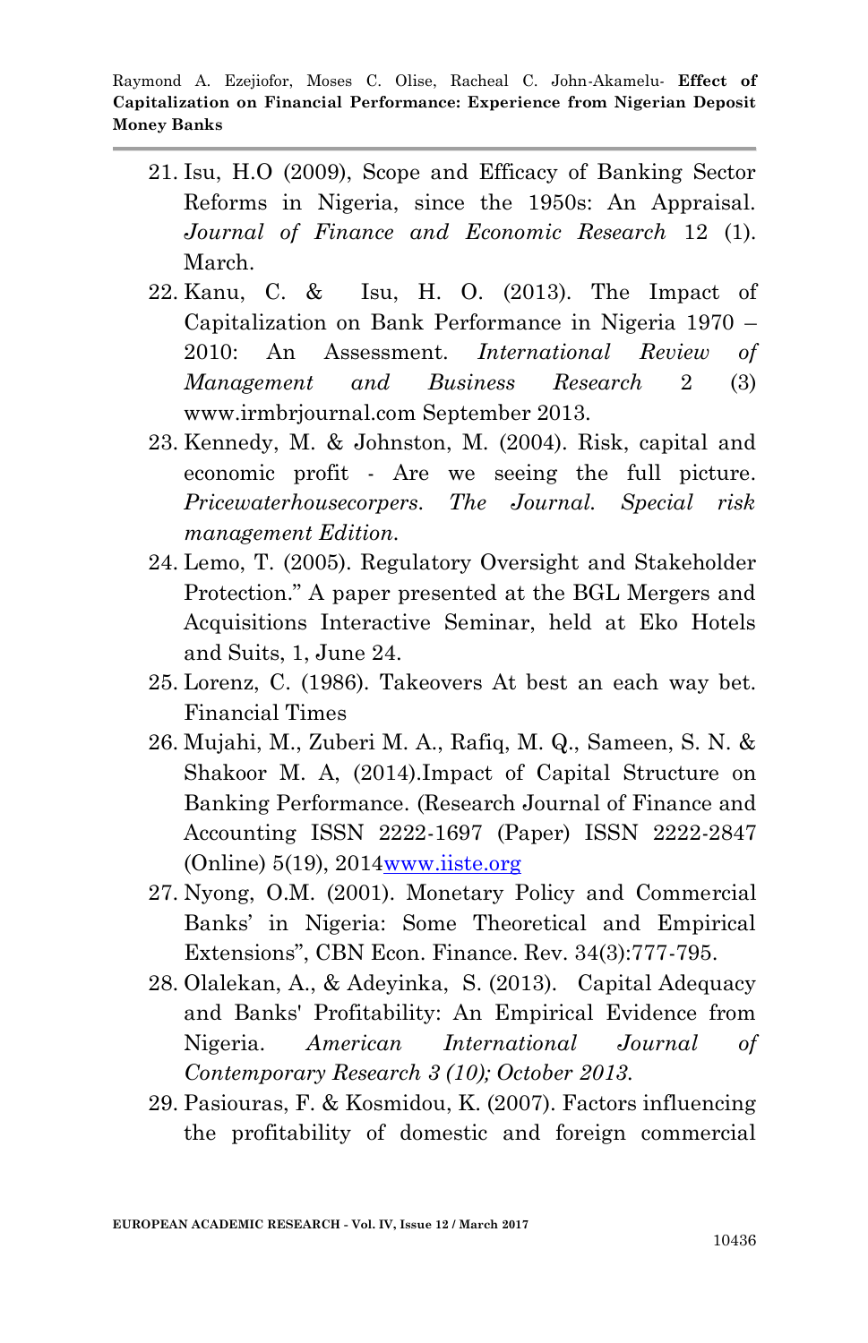21. Isu, H.O (2009), Scope and Efficacy of Banking Sector Reforms in Nigeria, since the 1950s: An Appraisal. *Journal of Finance and Economic Research* 12 (1). March.
22. Kanu, C. & Isu, H. O. (2013). The Impact of Capitalization on Bank Performance in Nigeria 1970 – 2010: An Assessment. *International Review of Management and Business Research* 2 (3) www.irmbrjournal.com September 2013.
23. Kennedy, M. & Johnston, M. (2004). Risk, capital and economic profit - Are we seeing the full picture. *Pricewaterhousecorpers. The Journal. Special risk management Edition.*
24. Lemo, T. (2005). Regulatory Oversight and Stakeholder Protection." A paper presented at the BGL Mergers and Acquisitions Interactive Seminar, held at Eko Hotels and Suits, 1, June 24.
25. Lorenz, C. (1986). Takeovers At best an each way bet. Financial Times
26. Mujahi, M., Zuberi M. A., Rafiq, M. Q., Sameen, S. N. & Shakoor M. A, (2014).Impact of Capital Structure on Banking Performance. (Research Journal of Finance and Accounting ISSN 2222-1697 (Paper) ISSN 2222-2847 (Online) 5(19), 2014www.iiste.org
27. Nyong, O.M. (2001). Monetary Policy and Commercial Banks' in Nigeria: Some Theoretical and Empirical Extensions", CBN Econ. Finance. Rev. 34(3):777-795.
28. Olalekan, A., & Adeyinka, S. (2013). Capital Adequacy and Banks' Profitability: An Empirical Evidence from Nigeria. *American International Journal of Contemporary Research 3 (10); October 2013.*
29. Pasiouras, F. & Kosmidou, K. (2007). Factors influencing the profitability of domestic and foreign commercial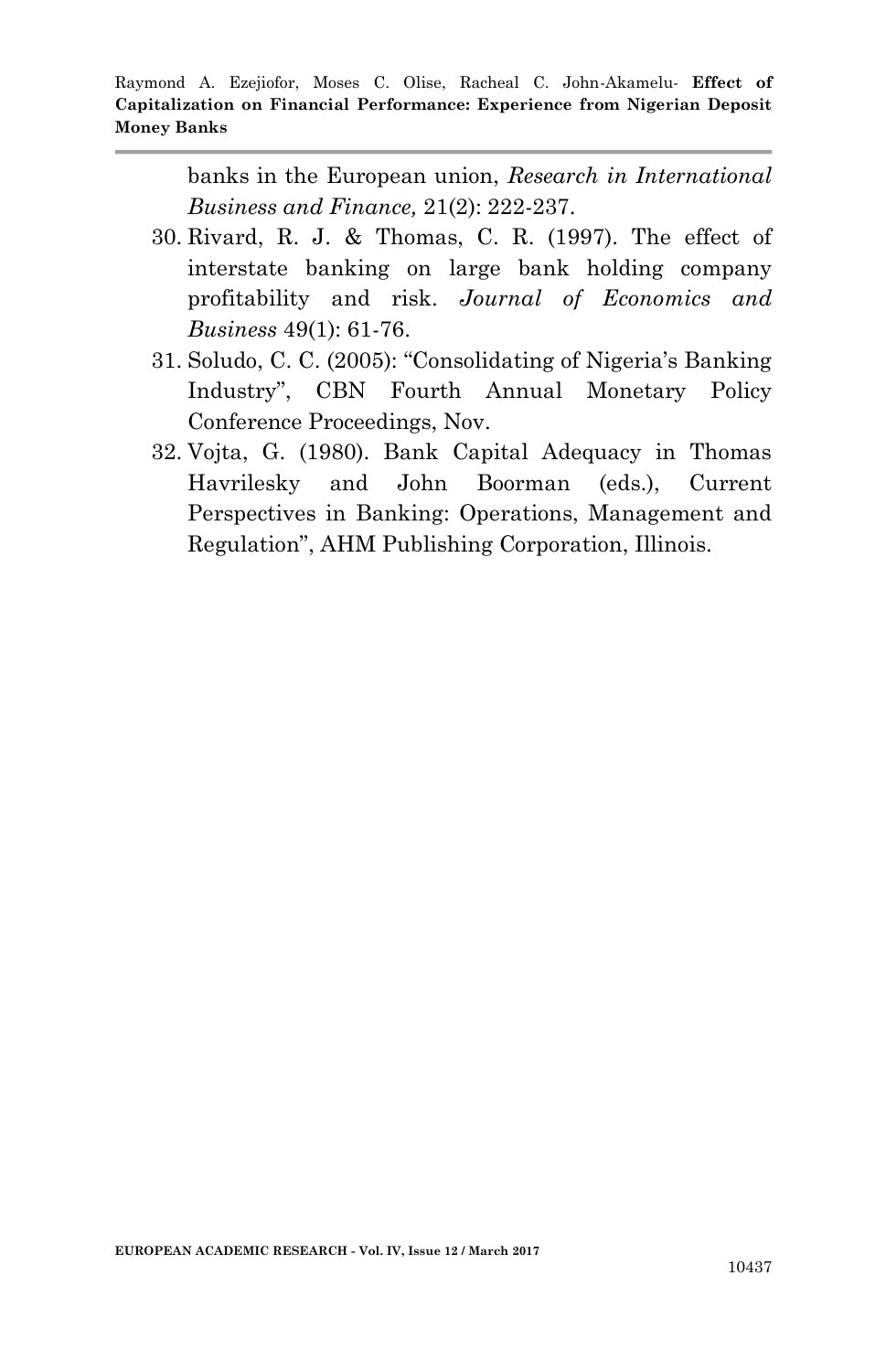banks in the European union, *Research in International Business and Finance,* 21(2): 222-237.

30. Rivard, R. J. & Thomas, C. R. (1997). The effect of interstate banking on large bank holding company profitability and risk. *Journal of Economics and Business* 49(1): 61-76.
31. Soludo, C. C. (2005): "Consolidating of Nigeria's Banking Industry", CBN Fourth Annual Monetary Policy Conference Proceedings, Nov.
32. Vojta, G. (1980). Bank Capital Adequacy in Thomas Havrilesky and John Boorman (eds.), Current Perspectives in Banking: Operations, Management and Regulation", AHM Publishing Corporation, Illinois.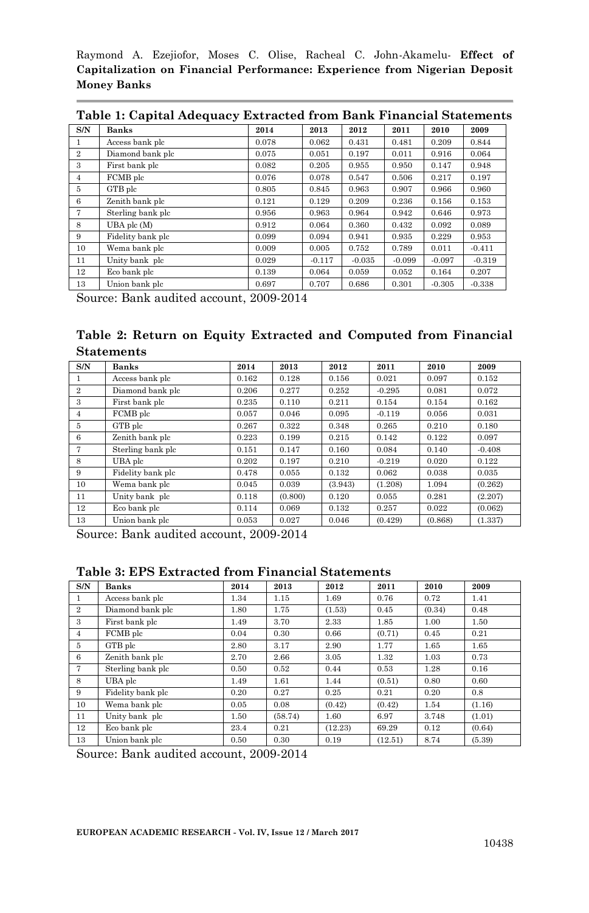**Table 1: Capital Adequacy Extracted from Bank Financial Statements**

| S/N | Banks | 2014 | 2013 | 2012 | 2011 | 2010 | 2009 |
|---|---|---|---|---|---|---|---|
| 1 | Access bank plc | 0.078 | 0.062 | 0.431 | 0.481 | 0.209 | 0.844 |
| 2 | Diamond bank plc | 0.075 | 0.051 | 0.197 | 0.011 | 0.916 | 0.064 |
| 3 | First bank plc | 0.082 | 0.205 | 0.955 | 0.950 | 0.147 | 0.948 |
| 4 | FCMB plc | 0.076 | 0.078 | 0.547 | 0.506 | 0.217 | 0.197 |
| 5 | GTB plc | 0.805 | 0.845 | 0.963 | 0.907 | 0.966 | 0.960 |
| 6 | Zenith bank plc | 0.121 | 0.129 | 0.209 | 0.236 | 0.156 | 0.153 |
| 7 | Sterling bank plc | 0.956 | 0.963 | 0.964 | 0.942 | 0.646 | 0.973 |
| 8 | UBA plc (M) | 0.912 | 0.064 | 0.360 | 0.432 | 0.092 | 0.089 |
| 9 | Fidelity bank plc | 0.099 | 0.094 | 0.941 | 0.935 | 0.229 | 0.953 |
| 10 | Wema bank plc | 0.009 | 0.005 | 0.752 | 0.789 | 0.011 | -0.411 |
| 11 | Unity bank plc | 0.029 | -0.117 | -0.035 | -0.099 | -0.097 | -0.319 |
| 12 | Eco bank plc | 0.139 | 0.064 | 0.059 | 0.052 | 0.164 | 0.207 |
| 13 | Union bank plc | 0.697 | 0.707 | 0.686 | 0.301 | -0.305 | -0.338 |

Source: Bank audited account, 2009-2014

**Table 2: Return on Equity Extracted and Computed from Financial Statements**

| S/N | Banks | 2014 | 2013 | 2012 | 2011 | 2010 | 2009 |
|---|---|---|---|---|---|---|---|
| 1 | Access bank plc | 0.162 | 0.128 | 0.156 | 0.021 | 0.097 | 0.152 |
| 2 | Diamond bank plc | 0.206 | 0.277 | 0.252 | -0.295 | 0.081 | 0.072 |
| 3 | First bank plc | 0.235 | 0.110 | 0.211 | 0.154 | 0.154 | 0.162 |
| 4 | FCMB plc | 0.057 | 0.046 | 0.095 | -0.119 | 0.056 | 0.031 |
| 5 | GTB plc | 0.267 | 0.322 | 0.348 | 0.265 | 0.210 | 0.180 |
| 6 | Zenith bank plc | 0.223 | 0.199 | 0.215 | 0.142 | 0.122 | 0.097 |
| 7 | Sterling bank plc | 0.151 | 0.147 | 0.160 | 0.084 | 0.140 | -0.408 |
| 8 | UBA plc | 0.202 | 0.197 | 0.210 | -0.219 | 0.020 | 0.122 |
| 9 | Fidelity bank plc | 0.478 | 0.055 | 0.132 | 0.062 | 0.038 | 0.035 |
| 10 | Wema bank plc | 0.045 | 0.039 | (3.943) | (1.208) | 1.094 | (0.262) |
| 11 | Unity bank plc | 0.118 | (0.800) | 0.120 | 0.055 | 0.281 | (2.207) |
| 12 | Eco bank plc | 0.114 | 0.069 | 0.132 | 0.257 | 0.022 | (0.062) |
| 13 | Union bank plc | 0.053 | 0.027 | 0.046 | (0.429) | (0.868) | (1.337) |

Source: Bank audited account, 2009-2014

**Table 3: EPS Extracted from Financial Statements**

| S/N | Banks | 2014 | 2013 | 2012 | 2011 | 2010 | 2009 |
|---|---|---|---|---|---|---|---|
| 1 | Access bank plc | 1.34 | 1.15 | 1.69 | 0.76 | 0.72 | 1.41 |
| 2 | Diamond bank plc | 1.80 | 1.75 | (1.53) | 0.45 | (0.34) | 0.48 |
| 3 | First bank plc | 1.49 | 3.70 | 2.33 | 1.85 | 1.00 | 1.50 |
| 4 | FCMB plc | 0.04 | 0.30 | 0.66 | (0.71) | 0.45 | 0.21 |
| 5 | GTB plc | 2.80 | 3.17 | 2.90 | 1.77 | 1.65 | 1.65 |
| 6 | Zenith bank plc | 2.70 | 2.66 | 3.05 | 1.32 | 1.03 | 0.73 |
| 7 | Sterling bank plc | 0.50 | 0.52 | 0.44 | 0.53 | 1.28 | 0.16 |
| 8 | UBA plc | 1.49 | 1.61 | 1.44 | (0.51) | 0.80 | 0.60 |
| 9 | Fidelity bank plc | 0.20 | 0.27 | 0.25 | 0.21 | 0.20 | 0.8 |
| 10 | Wema bank plc | 0.05 | 0.08 | (0.42) | (0.42) | 1.54 | (1.16) |
| 11 | Unity bank plc | 1.50 | (58.74) | 1.60 | 6.97 | 3.748 | (1.01) |
| 12 | Eco bank plc | 23.4 | 0.21 | (12.23) | 69.29 | 0.12 | (0.64) |
| 13 | Union bank plc | 0.50 | 0.30 | 0.19 | (12.51) | 8.74 | (5.39) |

Source: Bank audited account, 2009-2014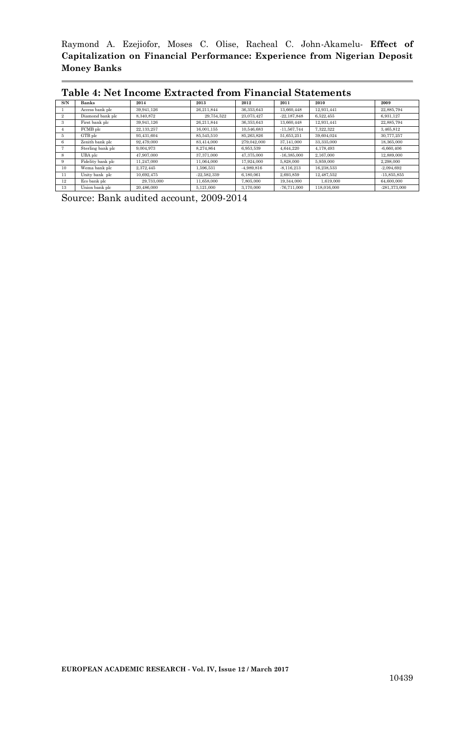### Table 4: Net Income Extracted from Financial Statements

| S/N | Banks | 2014 | 2013 | 2012 | 2011 | 2010 | 2009 |
|---|---|---|---|---|---|---|---|
| 1 | Access bank plc | 39,941,126 | 26,211,844 | 36,353,643 | 13,660,448 | 12,931,441 | 22,885,794 |
| 2 | Diamond bank plc | 8,340,872 | 29,754,522 | 23,073,427 | -22,187,848 | 6,522,455 | 6,931,127 |
| 3 | First bank plc | 39,941,126 | 26,211,844 | 36,353,643 | 13,660,448 | 12,931,441 | 22,885,794 |
| 4 | FCMB plc | 22,133,257 | 16,001,155 | 10,546,683 | -11,567,744 | 7,322,322 | 3,465,812 |
| 5 | GTB plc | 93,431,604 | 85,545,510 | 85,263,826 | 51,653,251 | 39,604,024 | 30,777,257 |
| 6 | Zenith bank plc | 92,479,000 | 83,414,000 | 279,042,000 | 37,141,000 | 33,335,000 | 18,365,000 |
| 7 | Sterling bank plc | 9,004,973 | 8,274,864 | 6,953,539 | 4,644,220 | 4,178,493 | -6,660,406 |
| 8 | UBA plc | 47,907,000 | 37,371,000 | 47,375,000 | -16,385,000 | 2,167,000 | 12,889,000 |
| 9 | Fidelity bank plc | 11,247,000 | 11,064,000 | 17,924,000 | 5,828,000 | 5,959,000 | 2,298,000 |
| 10 | Wema bank plc | 2,372,445 | 1,596,531 | -4,989,816 | -8,116,213 | 16,238,533 | -2,094,692 |
| 11 | Unity bank plc | 10,692,475 | -22,582,339 | 6,180,061 | 2,693,859 | 12,487,552 | -15,855,855 |
| 12 | Eco bank plc | 29,733,000 | 11,658,000 | 7,805,000 | 19,344,000 | 1,619,000 | 64,600,000 |
| 13 | Union bank plc | 20,486,000 | 5,121,000 | 3,170,000 | -76,711,000 | 118,016,000 | -281,373,000 |

Source: Bank audited account, 2009-2014